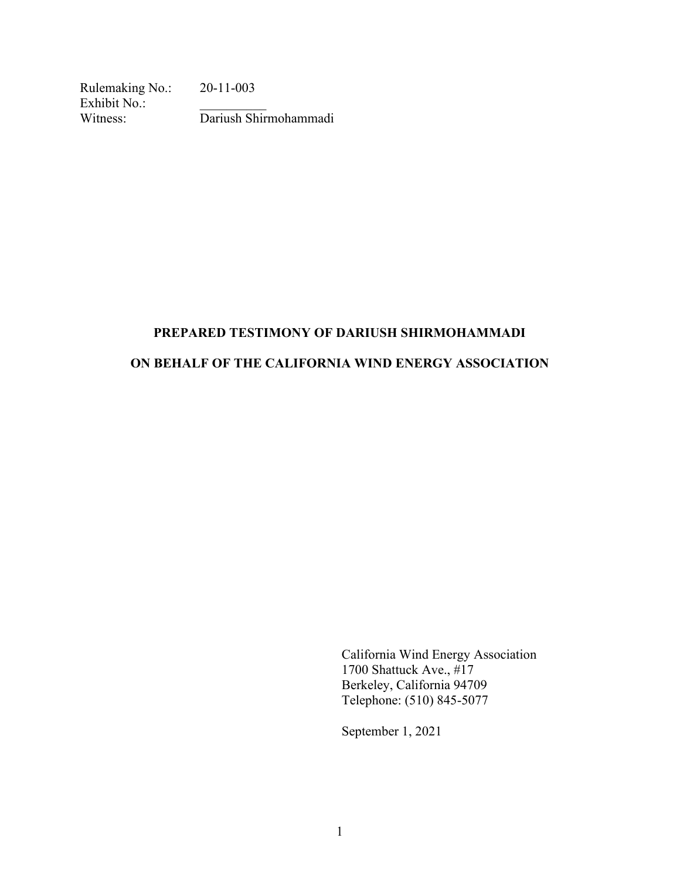Rulemaking No.: 20-11-003
Exhibit No.: __________
Witness: Dariush Shirmohammadi

**PREPARED TESTIMONY OF DARIUSH SHIRMOHAMMADI**

**ON BEHALF OF THE CALIFORNIA WIND ENERGY ASSOCIATION**

California Wind Energy Association
1700 Shattuck Ave., #17
Berkeley, California 94709
Telephone: (510) 845-5077

September 1, 2021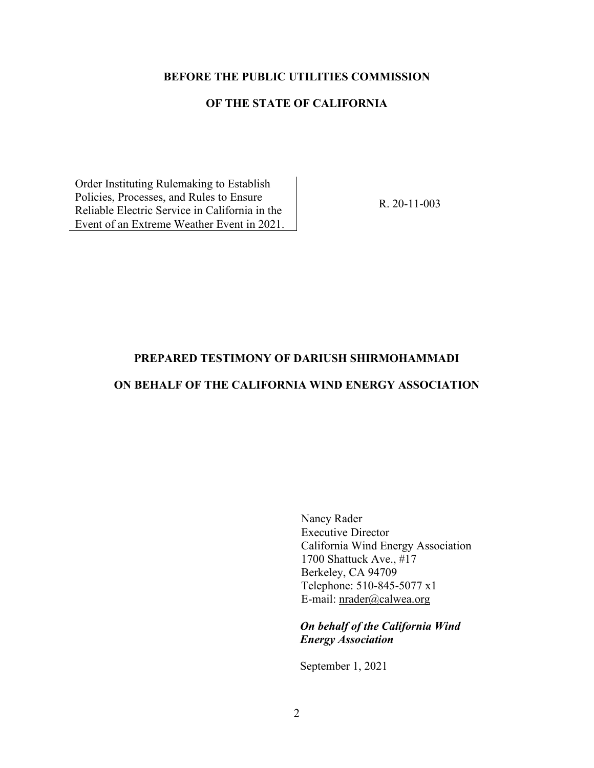**BEFORE THE PUBLIC UTILITIES COMMISSION**

**OF THE STATE OF CALIFORNIA**

| Order Instituting Rulemaking to Establish Policies, Processes, and Rules to Ensure Reliable Electric Service in California in the Event of an Extreme Weather Event in 2021. | R. 20-11-003 |
|---|---|

**PREPARED TESTIMONY OF DARIUSH SHIRMOHAMMADI**

**ON BEHALF OF THE CALIFORNIA WIND ENERGY ASSOCIATION**

Nancy Rader
Executive Director
California Wind Energy Association
1700 Shattuck Ave., #17
Berkeley, CA 94709
Telephone: 510-845-5077 x1
E-mail: nrader@calwea.org

***On behalf of the California Wind Energy Association***

September 1, 2021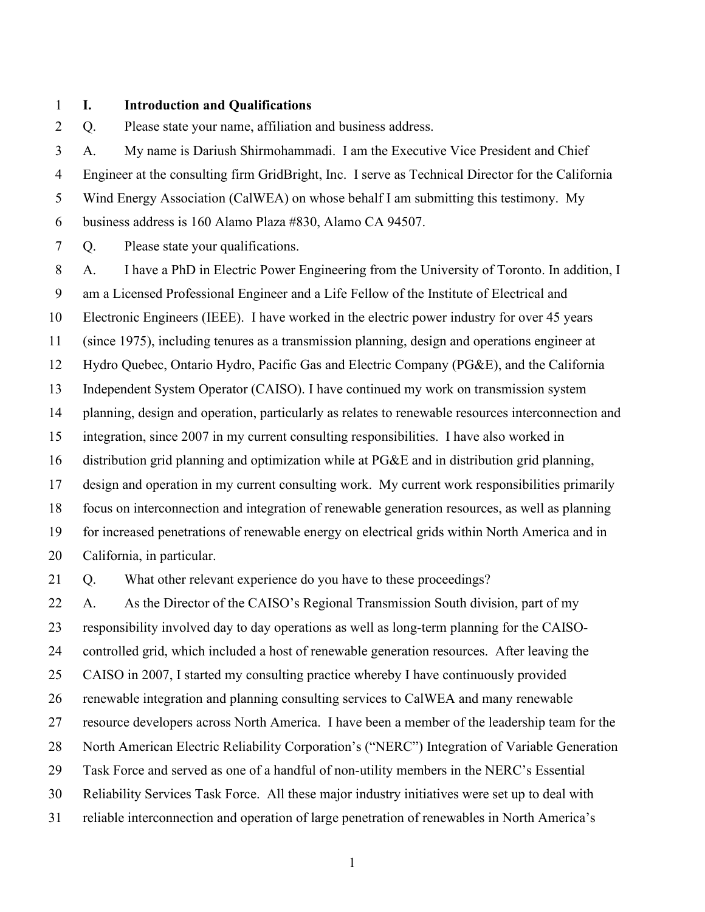## I. Introduction and Qualifications

Q. Please state your name, affiliation and business address.

A. My name is Dariush Shirmohammadi. I am the Executive Vice President and Chief Engineer at the consulting firm GridBright, Inc. I serve as Technical Director for the California Wind Energy Association (CalWEA) on whose behalf I am submitting this testimony. My business address is 160 Alamo Plaza #830, Alamo CA 94507.

Q. Please state your qualifications.

A. I have a PhD in Electric Power Engineering from the University of Toronto. In addition, I am a Licensed Professional Engineer and a Life Fellow of the Institute of Electrical and Electronic Engineers (IEEE). I have worked in the electric power industry for over 45 years (since 1975), including tenures as a transmission planning, design and operations engineer at Hydro Quebec, Ontario Hydro, Pacific Gas and Electric Company (PG&E), and the California Independent System Operator (CAISO). I have continued my work on transmission system planning, design and operation, particularly as relates to renewable resources interconnection and integration, since 2007 in my current consulting responsibilities. I have also worked in distribution grid planning and optimization while at PG&E and in distribution grid planning, design and operation in my current consulting work. My current work responsibilities primarily focus on interconnection and integration of renewable generation resources, as well as planning for increased penetrations of renewable energy on electrical grids within North America and in California, in particular.

Q. What other relevant experience do you have to these proceedings?

A. As the Director of the CAISO's Regional Transmission South division, part of my responsibility involved day to day operations as well as long-term planning for the CAISO-controlled grid, which included a host of renewable generation resources. After leaving the CAISO in 2007, I started my consulting practice whereby I have continuously provided renewable integration and planning consulting services to CalWEA and many renewable resource developers across North America. I have been a member of the leadership team for the North American Electric Reliability Corporation's ("NERC") Integration of Variable Generation Task Force and served as one of a handful of non-utility members in the NERC's Essential Reliability Services Task Force. All these major industry initiatives were set up to deal with reliable interconnection and operation of large penetration of renewables in North America's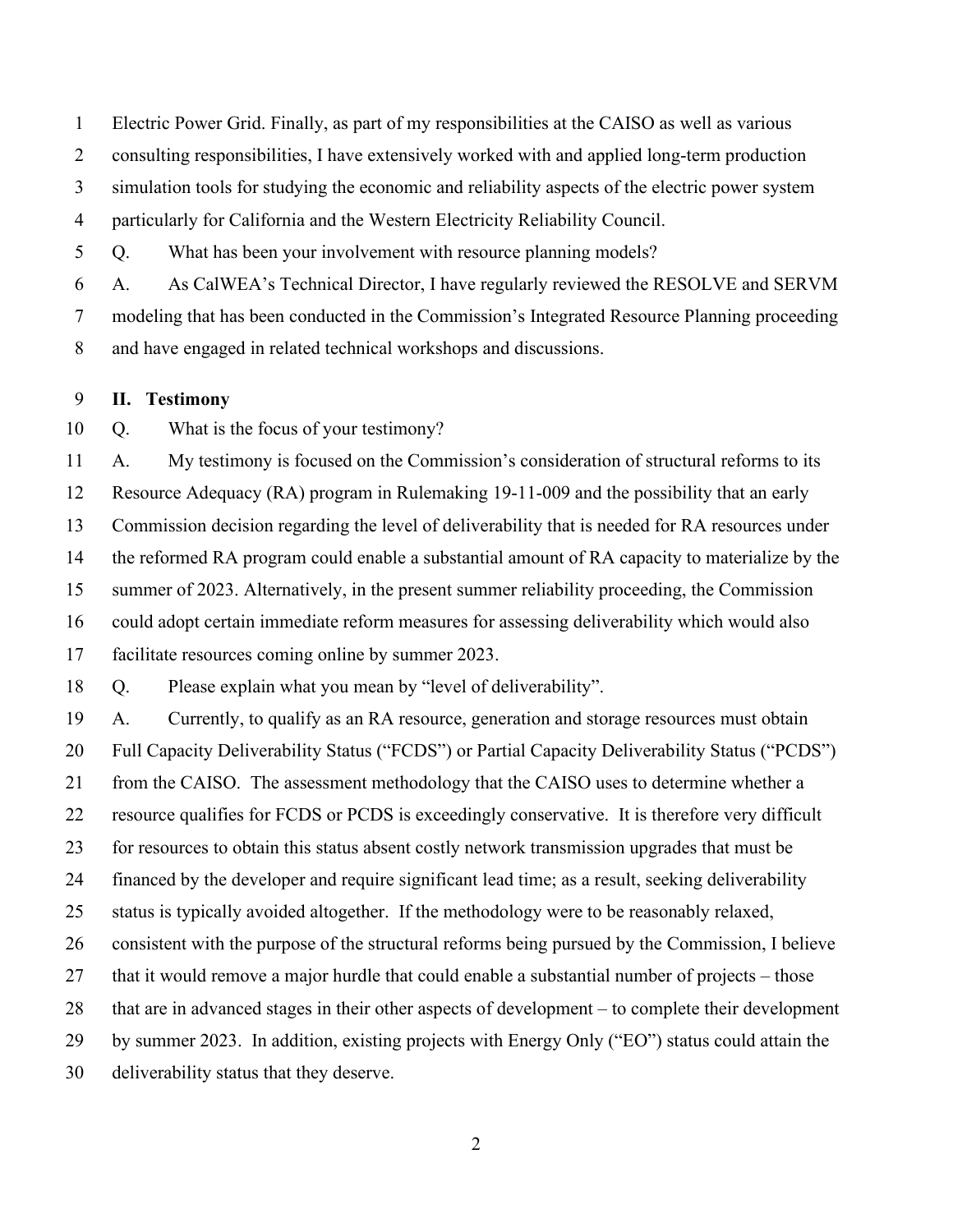Electric Power Grid. Finally, as part of my responsibilities at the CAISO as well as various consulting responsibilities, I have extensively worked with and applied long-term production simulation tools for studying the economic and reliability aspects of the electric power system particularly for California and the Western Electricity Reliability Council.

Q. What has been your involvement with resource planning models?

A. As CalWEA's Technical Director, I have regularly reviewed the RESOLVE and SERVM modeling that has been conducted in the Commission's Integrated Resource Planning proceeding and have engaged in related technical workshops and discussions.

## II. Testimony

Q. What is the focus of your testimony?

A. My testimony is focused on the Commission's consideration of structural reforms to its Resource Adequacy (RA) program in Rulemaking 19-11-009 and the possibility that an early Commission decision regarding the level of deliverability that is needed for RA resources under the reformed RA program could enable a substantial amount of RA capacity to materialize by the summer of 2023. Alternatively, in the present summer reliability proceeding, the Commission could adopt certain immediate reform measures for assessing deliverability which would also facilitate resources coming online by summer 2023.

Q. Please explain what you mean by "level of deliverability".

A. Currently, to qualify as an RA resource, generation and storage resources must obtain Full Capacity Deliverability Status ("FCDS") or Partial Capacity Deliverability Status ("PCDS") from the CAISO. The assessment methodology that the CAISO uses to determine whether a resource qualifies for FCDS or PCDS is exceedingly conservative. It is therefore very difficult for resources to obtain this status absent costly network transmission upgrades that must be financed by the developer and require significant lead time; as a result, seeking deliverability status is typically avoided altogether. If the methodology were to be reasonably relaxed, consistent with the purpose of the structural reforms being pursued by the Commission, I believe that it would remove a major hurdle that could enable a substantial number of projects – those that are in advanced stages in their other aspects of development – to complete their development by summer 2023. In addition, existing projects with Energy Only ("EO") status could attain the deliverability status that they deserve.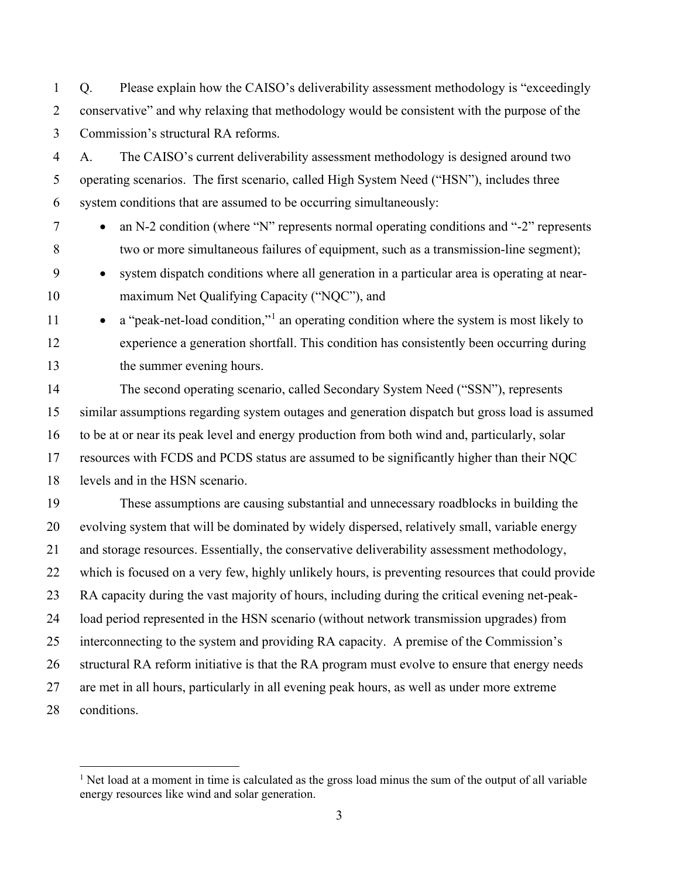Q. Please explain how the CAISO's deliverability assessment methodology is "exceedingly conservative" and why relaxing that methodology would be consistent with the purpose of the Commission's structural RA reforms.

A. The CAISO's current deliverability assessment methodology is designed around two operating scenarios. The first scenario, called High System Need ("HSN"), includes three system conditions that are assumed to be occurring simultaneously:

- an N-2 condition (where "N" represents normal operating conditions and "-2" represents two or more simultaneous failures of equipment, such as a transmission-line segment);
- system dispatch conditions where all generation in a particular area is operating at near-maximum Net Qualifying Capacity ("NQC"), and
- a "peak-net-load condition,"[1] an operating condition where the system is most likely to experience a generation shortfall. This condition has consistently been occurring during the summer evening hours.

The second operating scenario, called Secondary System Need ("SSN"), represents similar assumptions regarding system outages and generation dispatch but gross load is assumed to be at or near its peak level and energy production from both wind and, particularly, solar resources with FCDS and PCDS status are assumed to be significantly higher than their NQC levels and in the HSN scenario.

These assumptions are causing substantial and unnecessary roadblocks in building the evolving system that will be dominated by widely dispersed, relatively small, variable energy and storage resources. Essentially, the conservative deliverability assessment methodology, which is focused on a very few, highly unlikely hours, is preventing resources that could provide RA capacity during the vast majority of hours, including during the critical evening net-peak-load period represented in the HSN scenario (without network transmission upgrades) from interconnecting to the system and providing RA capacity. A premise of the Commission's structural RA reform initiative is that the RA program must evolve to ensure that energy needs are met in all hours, particularly in all evening peak hours, as well as under more extreme conditions.

[1] Net load at a moment in time is calculated as the gross load minus the sum of the output of all variable energy resources like wind and solar generation.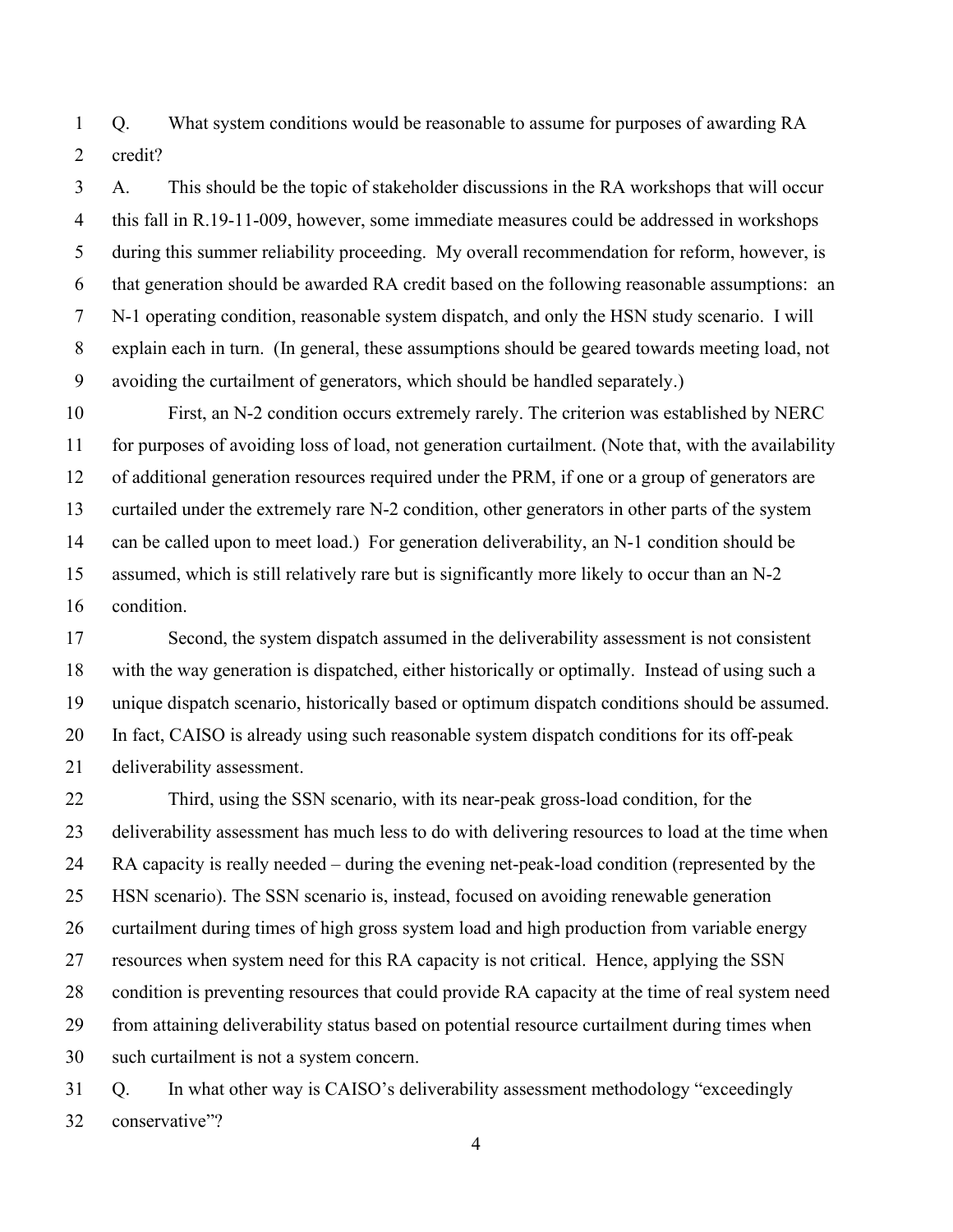Q. What system conditions would be reasonable to assume for purposes of awarding RA credit?

A. This should be the topic of stakeholder discussions in the RA workshops that will occur this fall in R.19-11-009, however, some immediate measures could be addressed in workshops during this summer reliability proceeding. My overall recommendation for reform, however, is that generation should be awarded RA credit based on the following reasonable assumptions: an N-1 operating condition, reasonable system dispatch, and only the HSN study scenario. I will explain each in turn. (In general, these assumptions should be geared towards meeting load, not avoiding the curtailment of generators, which should be handled separately.)

First, an N-2 condition occurs extremely rarely. The criterion was established by NERC for purposes of avoiding loss of load, not generation curtailment. (Note that, with the availability of additional generation resources required under the PRM, if one or a group of generators are curtailed under the extremely rare N-2 condition, other generators in other parts of the system can be called upon to meet load.) For generation deliverability, an N-1 condition should be assumed, which is still relatively rare but is significantly more likely to occur than an N-2 condition.

Second, the system dispatch assumed in the deliverability assessment is not consistent with the way generation is dispatched, either historically or optimally. Instead of using such a unique dispatch scenario, historically based or optimum dispatch conditions should be assumed. In fact, CAISO is already using such reasonable system dispatch conditions for its off-peak deliverability assessment.

Third, using the SSN scenario, with its near-peak gross-load condition, for the deliverability assessment has much less to do with delivering resources to load at the time when RA capacity is really needed – during the evening net-peak-load condition (represented by the HSN scenario). The SSN scenario is, instead, focused on avoiding renewable generation curtailment during times of high gross system load and high production from variable energy resources when system need for this RA capacity is not critical. Hence, applying the SSN condition is preventing resources that could provide RA capacity at the time of real system need from attaining deliverability status based on potential resource curtailment during times when such curtailment is not a system concern.

Q. In what other way is CAISO's deliverability assessment methodology "exceedingly conservative"?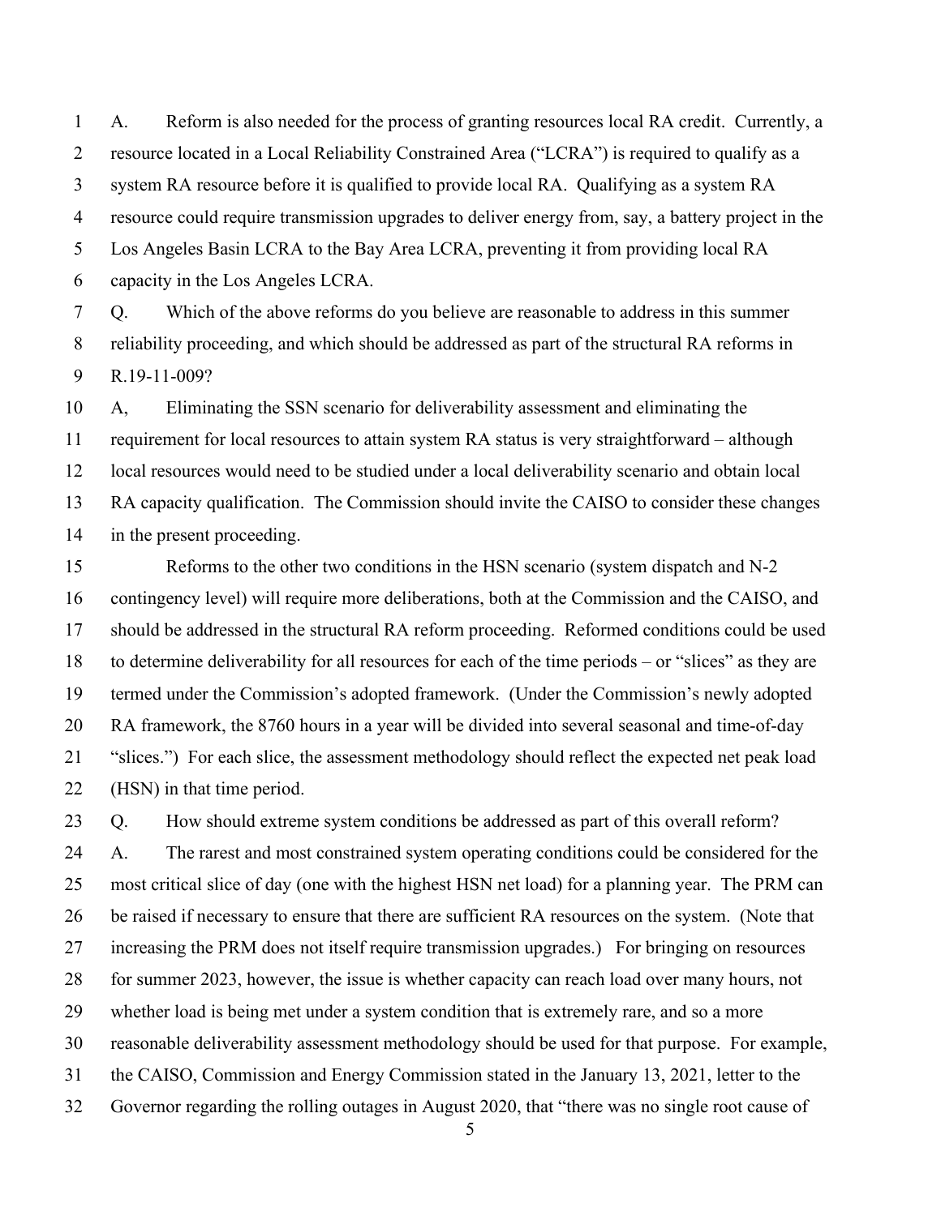A. Reform is also needed for the process of granting resources local RA credit. Currently, a resource located in a Local Reliability Constrained Area ("LCRA") is required to qualify as a system RA resource before it is qualified to provide local RA. Qualifying as a system RA resource could require transmission upgrades to deliver energy from, say, a battery project in the Los Angeles Basin LCRA to the Bay Area LCRA, preventing it from providing local RA capacity in the Los Angeles LCRA.

Q. Which of the above reforms do you believe are reasonable to address in this summer reliability proceeding, and which should be addressed as part of the structural RA reforms in R.19-11-009?

A, Eliminating the SSN scenario for deliverability assessment and eliminating the requirement for local resources to attain system RA status is very straightforward – although local resources would need to be studied under a local deliverability scenario and obtain local RA capacity qualification. The Commission should invite the CAISO to consider these changes in the present proceeding.

Reforms to the other two conditions in the HSN scenario (system dispatch and N-2 contingency level) will require more deliberations, both at the Commission and the CAISO, and should be addressed in the structural RA reform proceeding. Reformed conditions could be used to determine deliverability for all resources for each of the time periods – or "slices" as they are termed under the Commission's adopted framework. (Under the Commission's newly adopted RA framework, the 8760 hours in a year will be divided into several seasonal and time-of-day "slices.") For each slice, the assessment methodology should reflect the expected net peak load (HSN) in that time period.

Q. How should extreme system conditions be addressed as part of this overall reform?

A. The rarest and most constrained system operating conditions could be considered for the most critical slice of day (one with the highest HSN net load) for a planning year. The PRM can be raised if necessary to ensure that there are sufficient RA resources on the system. (Note that increasing the PRM does not itself require transmission upgrades.) For bringing on resources for summer 2023, however, the issue is whether capacity can reach load over many hours, not whether load is being met under a system condition that is extremely rare, and so a more reasonable deliverability assessment methodology should be used for that purpose. For example, the CAISO, Commission and Energy Commission stated in the January 13, 2021, letter to the Governor regarding the rolling outages in August 2020, that "there was no single root cause of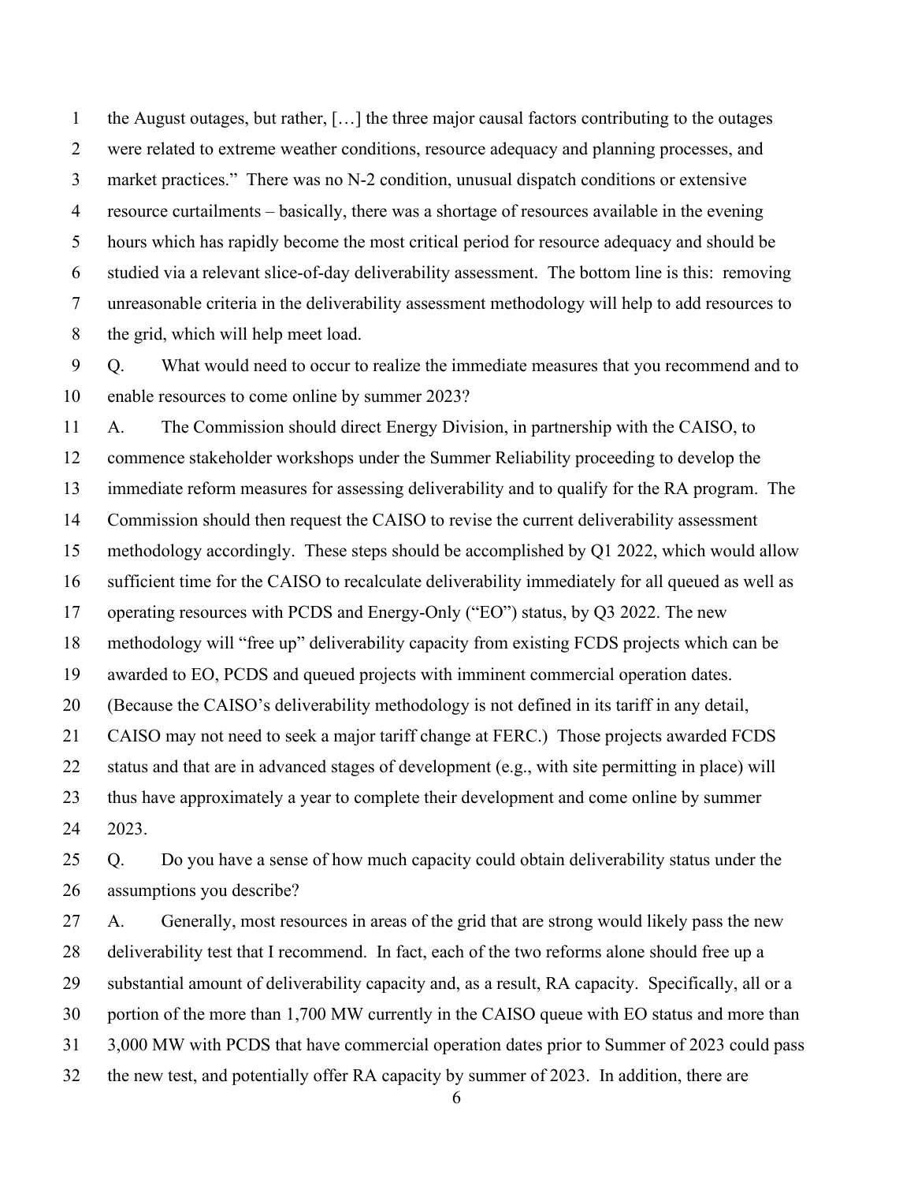the August outages, but rather, […] the three major causal factors contributing to the outages were related to extreme weather conditions, resource adequacy and planning processes, and market practices." There was no N-2 condition, unusual dispatch conditions or extensive resource curtailments – basically, there was a shortage of resources available in the evening hours which has rapidly become the most critical period for resource adequacy and should be studied via a relevant slice-of-day deliverability assessment. The bottom line is this: removing unreasonable criteria in the deliverability assessment methodology will help to add resources to the grid, which will help meet load.

Q. What would need to occur to realize the immediate measures that you recommend and to enable resources to come online by summer 2023?

A. The Commission should direct Energy Division, in partnership with the CAISO, to commence stakeholder workshops under the Summer Reliability proceeding to develop the immediate reform measures for assessing deliverability and to qualify for the RA program. The Commission should then request the CAISO to revise the current deliverability assessment methodology accordingly. These steps should be accomplished by Q1 2022, which would allow sufficient time for the CAISO to recalculate deliverability immediately for all queued as well as operating resources with PCDS and Energy-Only ("EO") status, by Q3 2022. The new methodology will "free up" deliverability capacity from existing FCDS projects which can be awarded to EO, PCDS and queued projects with imminent commercial operation dates. (Because the CAISO's deliverability methodology is not defined in its tariff in any detail, CAISO may not need to seek a major tariff change at FERC.) Those projects awarded FCDS status and that are in advanced stages of development (e.g., with site permitting in place) will thus have approximately a year to complete their development and come online by summer 2023.

Q. Do you have a sense of how much capacity could obtain deliverability status under the assumptions you describe?

A. Generally, most resources in areas of the grid that are strong would likely pass the new deliverability test that I recommend. In fact, each of the two reforms alone should free up a substantial amount of deliverability capacity and, as a result, RA capacity. Specifically, all or a portion of the more than 1,700 MW currently in the CAISO queue with EO status and more than 3,000 MW with PCDS that have commercial operation dates prior to Summer of 2023 could pass the new test, and potentially offer RA capacity by summer of 2023. In addition, there are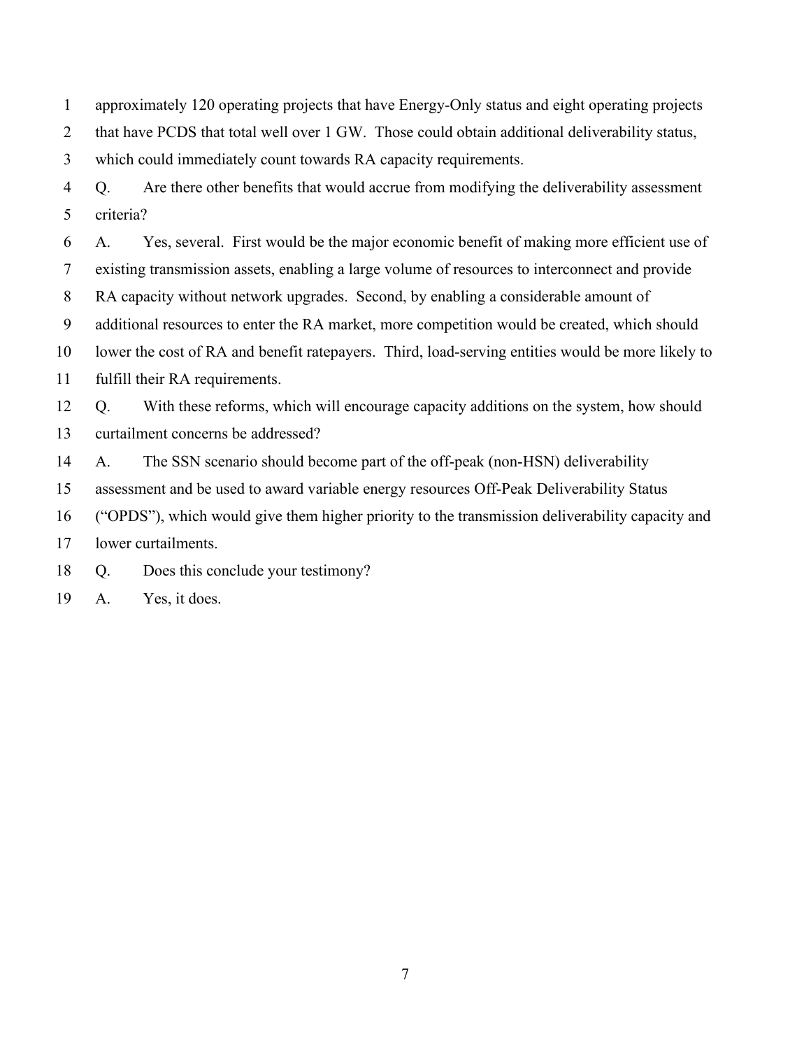approximately 120 operating projects that have Energy-Only status and eight operating projects that have PCDS that total well over 1 GW. Those could obtain additional deliverability status, which could immediately count towards RA capacity requirements.

Q. Are there other benefits that would accrue from modifying the deliverability assessment criteria?

A. Yes, several. First would be the major economic benefit of making more efficient use of existing transmission assets, enabling a large volume of resources to interconnect and provide RA capacity without network upgrades. Second, by enabling a considerable amount of additional resources to enter the RA market, more competition would be created, which should lower the cost of RA and benefit ratepayers. Third, load-serving entities would be more likely to fulfill their RA requirements.

Q. With these reforms, which will encourage capacity additions on the system, how should curtailment concerns be addressed?

A. The SSN scenario should become part of the off-peak (non-HSN) deliverability assessment and be used to award variable energy resources Off-Peak Deliverability Status ("OPDS"), which would give them higher priority to the transmission deliverability capacity and lower curtailments.

Q. Does this conclude your testimony?

A. Yes, it does.